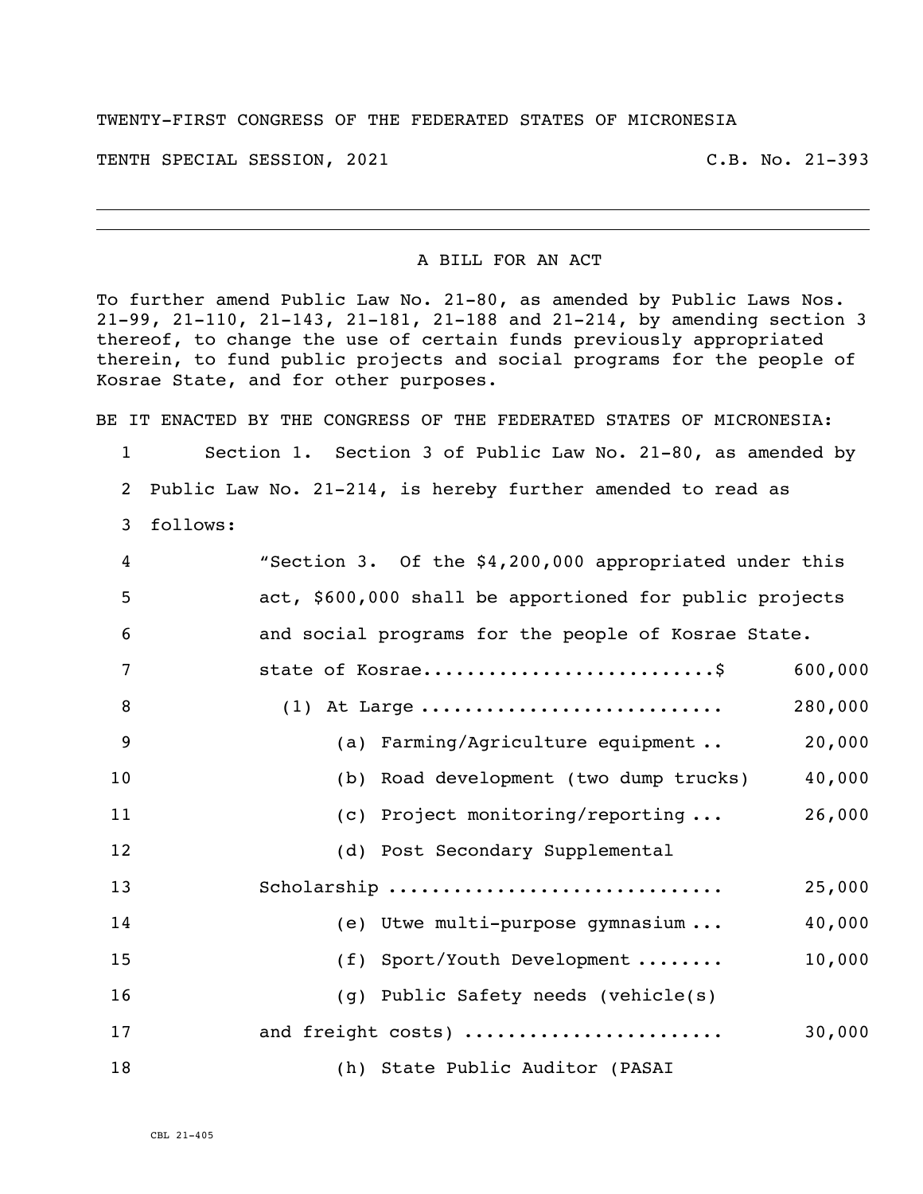TWENTY-FIRST CONGRESS OF THE FEDERATED STATES OF MICRONESIA

TENTH SPECIAL SESSION, 2021 C.B. No. 21-393

---

A BILL FOR AN ACT

To further amend Public Law No. 21-80, as amended by Public Laws Nos. 21-99, 21-110, 21-143, 21-181, 21-188 and 21-214, by amending section 3 thereof, to change the use of certain funds previously appropriated therein, to fund public projects and social programs for the people of Kosrae State, and for other purposes.

BE IT ENACTED BY THE CONGRESS OF THE FEDERATED STATES OF MICRONESIA:

1 Section 1. Section 3 of Public Law No. 21-80, as amended by
2 Public Law No. 21-214, is hereby further amended to read as
3 follows:

4 "Section 3. Of the $4,200,000 appropriated under this
5 act, $600,000 shall be apportioned for public projects
6 and social programs for the people of Kosrae State.

7 state of Kosrae..........................$ 600,000
8 (1) At Large .......................... 280,000
9 (a) Farming/Agriculture equipment .. 20,000
10 (b) Road development (two dump trucks) 40,000
11 (c) Project monitoring/reporting ... 26,000
12 (d) Post Secondary Supplemental
13 Scholarship ............................ 25,000
14 (e) Utwe multi-purpose gymnasium ... 40,000
15 (f) Sport/Youth Development ........ 10,000
16 (g) Public Safety needs (vehicle(s)
17 and freight costs) ...................... 30,000
18 (h) State Public Auditor (PASAI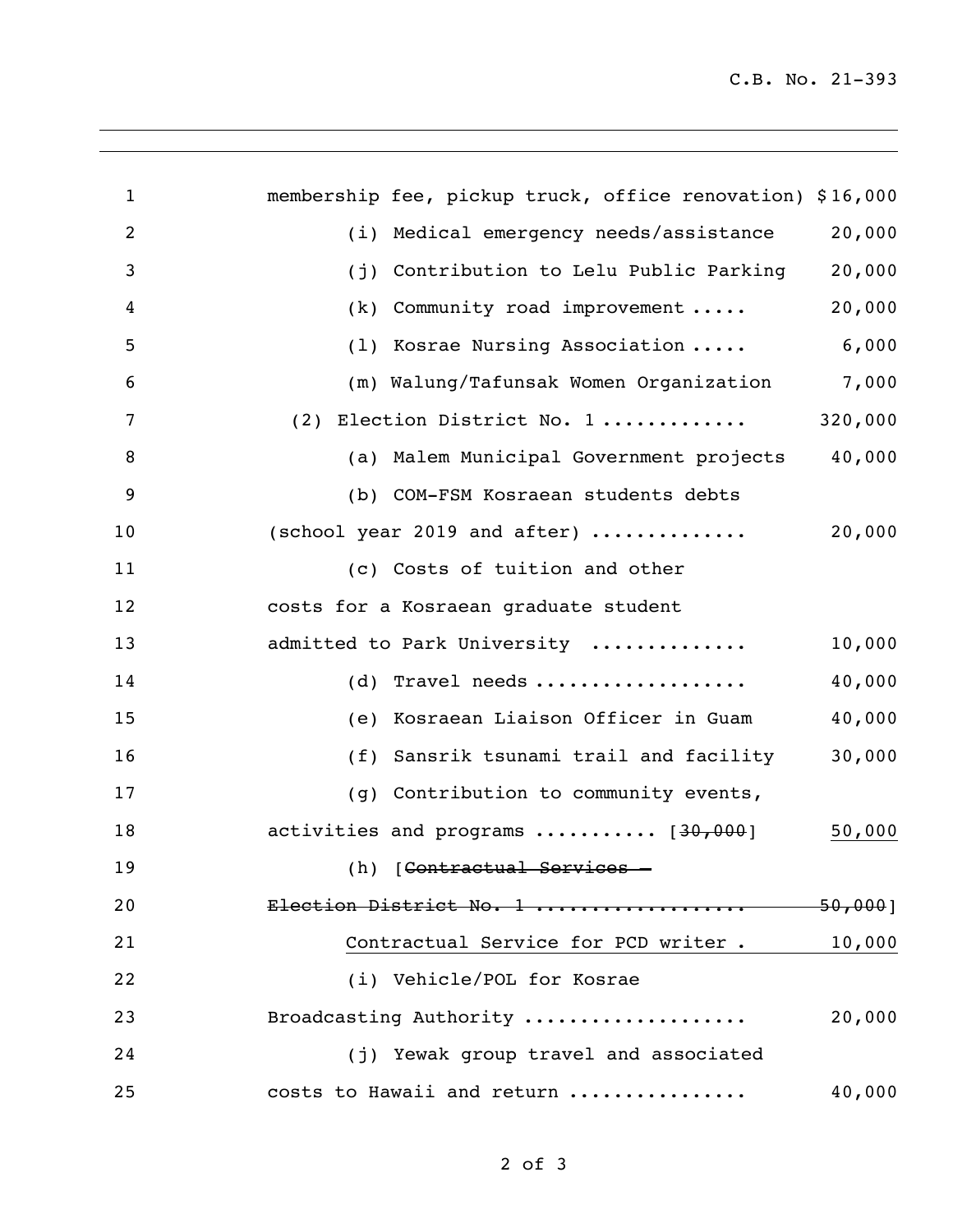membership fee, pickup truck, office renovation) $16,000

(i) Medical emergency needs/assistance 20,000

(j) Contribution to Lelu Public Parking 20,000

(k) Community road improvement ..... 20,000

(l) Kosrae Nursing Association ..... 6,000

(m) Walung/Tafunsak Women Organization 7,000

(2) Election District No. 1 ............ 320,000

(a) Malem Municipal Government projects 40,000

(b) COM-FSM Kosraean students debts (school year 2019 and after) ............. 20,000

(c) Costs of tuition and other costs for a Kosraean graduate student admitted to Park University ............. 10,000

(d) Travel needs .................. 40,000

(e) Kosraean Liaison Officer in Guam 40,000

(f) Sansrik tsunami trail and facility 30,000

(g) Contribution to community events, activities and programs .......... [~~30,000~~] 50,000

(h) [~~Contractual Services – Election District No. 1 .................. 50,000~~]

Contractual Service for PCD writer . 10,000

(i) Vehicle/POL for Kosrae Broadcasting Authority .................. 20,000

(j) Yewak group travel and associated costs to Hawaii and return ............... 40,000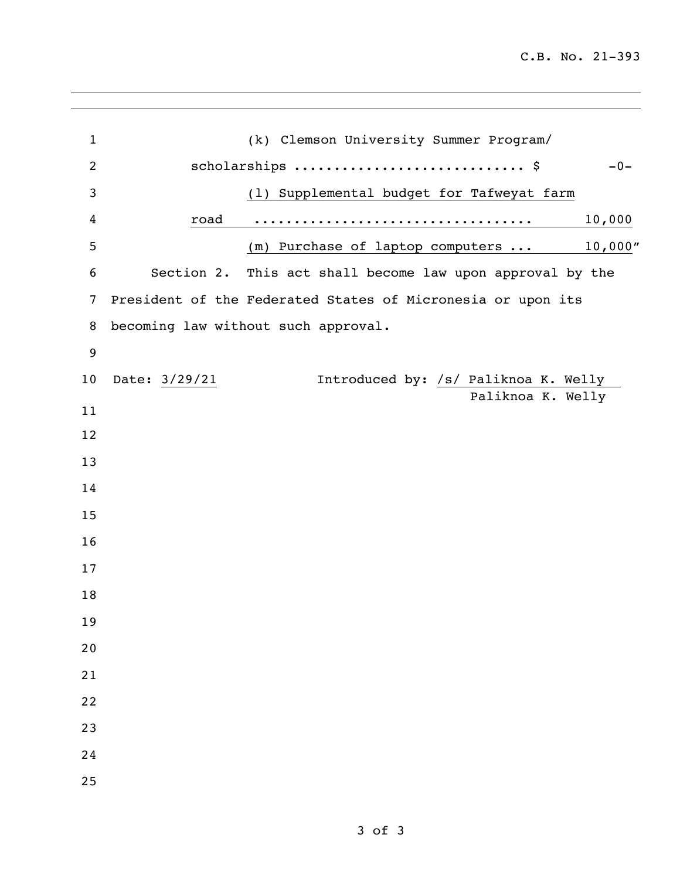(k) Clemson University Summer Program/ scholarships ............................ $ -0-

(l) Supplemental budget for Tafweyat farm road .................................. 10,000

(m) Purchase of laptop computers ... 10,000"

Section 2. This act shall become law upon approval by the President of the Federated States of Micronesia or upon its becoming law without such approval.

Date: 3/29/21 Introduced by: /s/ Paliknoa K. Welly

Paliknoa K. Welly